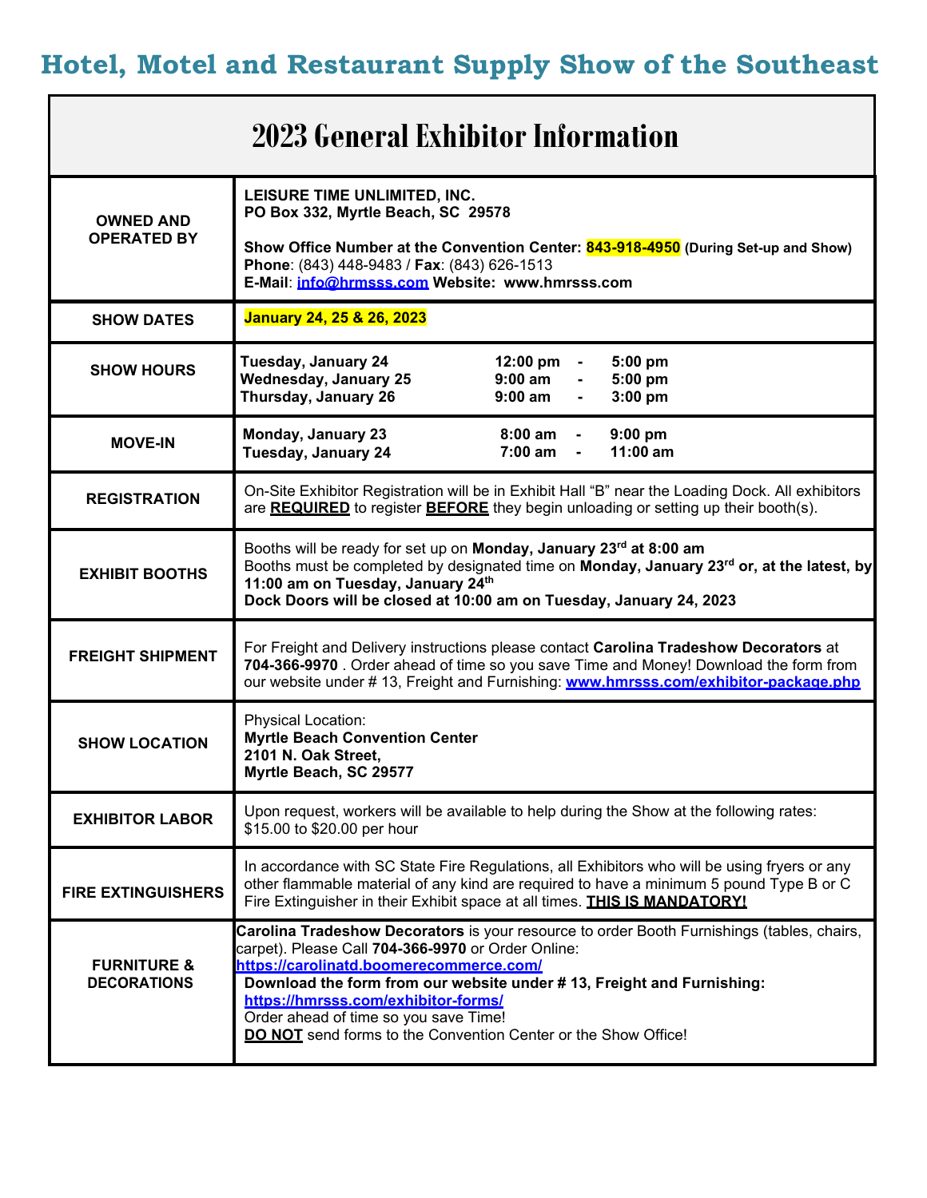# Hotel, Motel and Restaurant Supply Show of the Southeast

## 2023 General Exhibitor Information

| | |
|---|---|
| **OWNED AND OPERATED BY** | **LEISURE TIME UNLIMITED, INC.**<br>**PO Box 332, Myrtle Beach, SC 29578**<br><br>**Show Office Number at the Convention Center: 843-918-4950 (During Set-up and Show)**<br>**Phone**: (843) 448-9483 / **Fax**: (843) 626-1513<br>**E-Mail**: info@hrmsss.com **Website: www.hmrsss.com** |
| **SHOW DATES** | **January 24, 25 & 26, 2023** |
| **SHOW HOURS** | **Tuesday, January 24 12:00 pm - 5:00 pm**<br>**Wednesday, January 25 9:00 am - 5:00 pm**<br>**Thursday, January 26 9:00 am - 3:00 pm** |
| **MOVE-IN** | **Monday, January 23 8:00 am - 9:00 pm**<br>**Tuesday, January 24 7:00 am - 11:00 am** |
| **REGISTRATION** | On-Site Exhibitor Registration will be in Exhibit Hall "B" near the Loading Dock. All exhibitors are **REQUIRED** to register **BEFORE** they begin unloading or setting up their booth(s). |
| **EXHIBIT BOOTHS** | Booths will be ready for set up on **Monday, January 23rd at 8:00 am**<br>Booths must be completed by designated time on **Monday, January 23rd or, at the latest, by 11:00 am on Tuesday, January 24th**<br>**Dock Doors will be closed at 10:00 am on Tuesday, January 24, 2023** |
| **FREIGHT SHIPMENT** | For Freight and Delivery instructions please contact **Carolina Tradeshow Decorators** at **704-366-9970** . Order ahead of time so you save Time and Money! Download the form from our website under # 13, Freight and Furnishing: **www.hmrsss.com/exhibitor-package.php** |
| **SHOW LOCATION** | Physical Location:<br>**Myrtle Beach Convention Center**<br>**2101 N. Oak Street,**<br>**Myrtle Beach, SC 29577** |
| **EXHIBITOR LABOR** | Upon request, workers will be available to help during the Show at the following rates: $15.00 to $20.00 per hour |
| **FIRE EXTINGUISHERS** | In accordance with SC State Fire Regulations, all Exhibitors who will be using fryers or any other flammable material of any kind are required to have a minimum 5 pound Type B or C Fire Extinguisher in their Exhibit space at all times. **THIS IS MANDATORY!** |
| **FURNITURE & DECORATIONS** | **Carolina Tradeshow Decorators** is your resource to order Booth Furnishings (tables, chairs, carpet). Please Call **704-366-9970** or Order Online:<br>**https://carolinatd.boomerecommerce.com/**<br>**Download the form from our website under # 13, Freight and Furnishing:**<br>**https://hmrsss.com/exhibitor-forms/**<br>Order ahead of time so you save Time!<br>**DO NOT** send forms to the Convention Center or the Show Office! |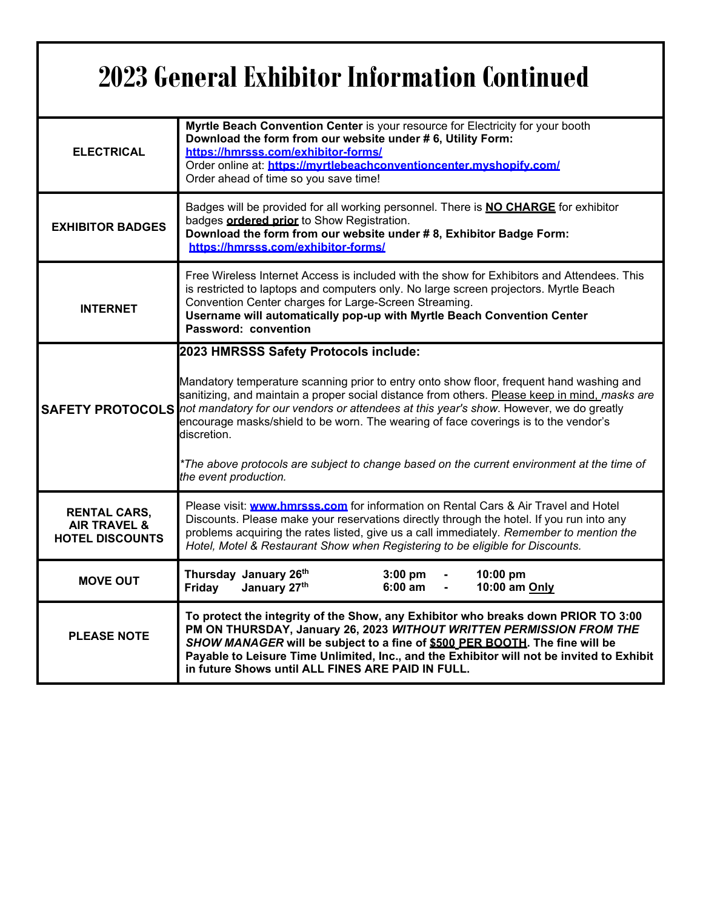# 2023 General Exhibitor Information Continued

| | |
|---|---|
| **ELECTRICAL** | **Myrtle Beach Convention Center** is your resource for Electricity for your booth<br>**Download the form from our website under # 6, Utility Form:**<br>**https://hmrsss.com/exhibitor-forms/**<br>Order online at: **https://myrtlebeachconventioncenter.myshopify.com/**<br>Order ahead of time so you save time! |
| **EXHIBITOR BADGES** | Badges will be provided for all working personnel. There is **NO CHARGE** for exhibitor badges **ordered prior** to Show Registration.<br>**Download the form from our website under # 8, Exhibitor Badge Form:**<br>**https://hmrsss.com/exhibitor-forms/** |
| **INTERNET** | Free Wireless Internet Access is included with the show for Exhibitors and Attendees. This is restricted to laptops and computers only. No large screen projectors. Myrtle Beach Convention Center charges for Large-Screen Streaming.<br>**Username will automatically pop-up with Myrtle Beach Convention Center**<br>**Password: convention** |
| **SAFETY PROTOCOLS** | **2023 HMRSSS Safety Protocols include:**<br><br>Mandatory temperature scanning prior to entry onto show floor, frequent hand washing and sanitizing, and maintain a proper social distance from others. Please keep in mind, *masks are not mandatory for our vendors or attendees at this year's show*. However, we do greatly encourage masks/shield to be worn. The wearing of face coverings is to the vendor's discretion.<br><br>*\*The above protocols are subject to change based on the current environment at the time of the event production.* |
| **RENTAL CARS, AIR TRAVEL & HOTEL DISCOUNTS** | Please visit: **www.hmrsss.com** for information on Rental Cars & Air Travel and Hotel Discounts. Please make your reservations directly through the hotel. If you run into any problems acquiring the rates listed, give us a call immediately. *Remember to mention the Hotel, Motel & Restaurant Show when Registering to be eligible for Discounts.* |
| **MOVE OUT** | **Thursday January 26th 3:00 pm - 10:00 pm**<br>**Friday January 27th 6:00 am - 10:00 am Only** |
| **PLEASE NOTE** | **To protect the integrity of the Show, any Exhibitor who breaks down PRIOR TO 3:00 PM ON THURSDAY, January 26, 2023 *WITHOUT WRITTEN PERMISSION FROM THE SHOW MANAGER* will be subject to a fine of $500 PER BOOTH. The fine will be Payable to Leisure Time Unlimited, Inc., and the Exhibitor will not be invited to Exhibit in future Shows until ALL FINES ARE PAID IN FULL.** |